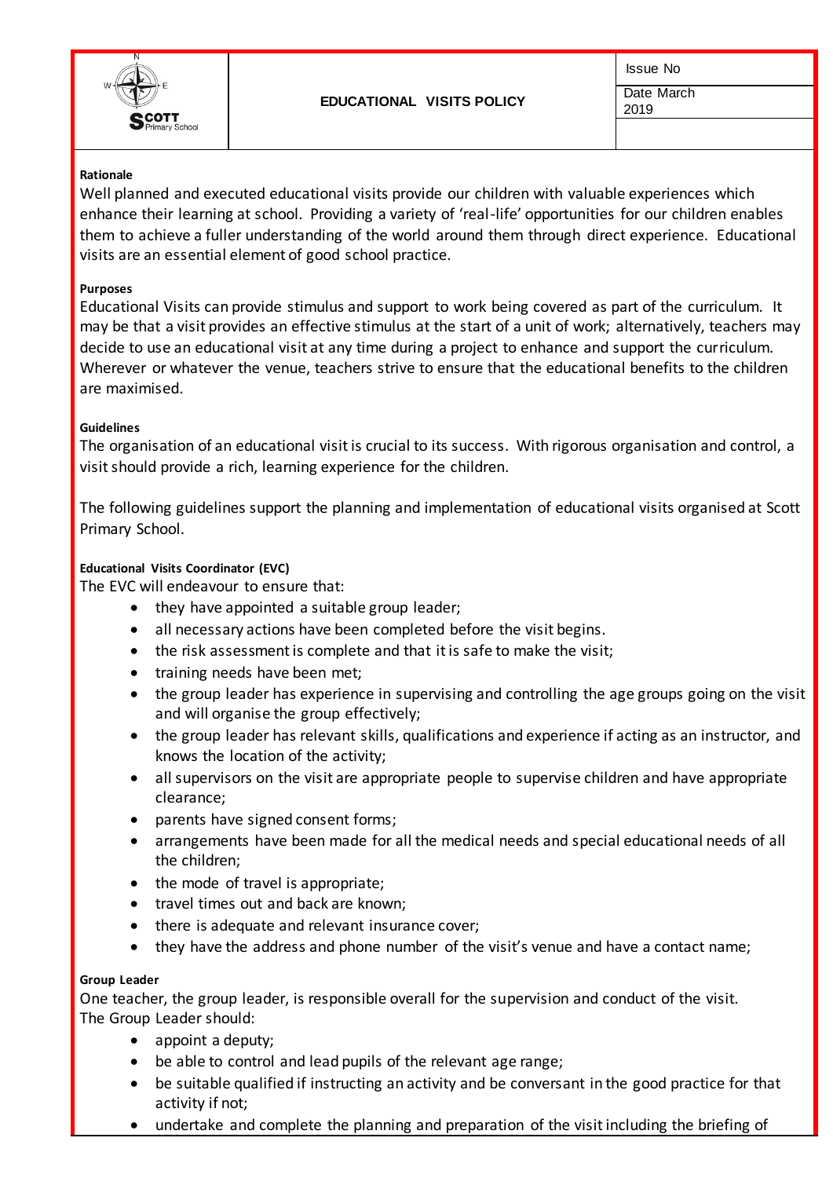| SCOTT Primary School | **EDUCATIONAL VISITS POLICY** | Issue No |
|---|---|---|
| | | Date March 2019 |
| | | |

**Rationale**

Well planned and executed educational visits provide our children with valuable experiences which enhance their learning at school. Providing a variety of 'real-life' opportunities for our children enables them to achieve a fuller understanding of the world around them through direct experience. Educational visits are an essential element of good school practice.

**Purposes**

Educational Visits can provide stimulus and support to work being covered as part of the curriculum. It may be that a visit provides an effective stimulus at the start of a unit of work; alternatively, teachers may decide to use an educational visit at any time during a project to enhance and support the curriculum. Wherever or whatever the venue, teachers strive to ensure that the educational benefits to the children are maximised.

**Guidelines**

The organisation of an educational visit is crucial to its success. With rigorous organisation and control, a visit should provide a rich, learning experience for the children.

The following guidelines support the planning and implementation of educational visits organised at Scott Primary School.

**Educational Visits Coordinator (EVC)**

The EVC will endeavour to ensure that:

- they have appointed a suitable group leader;
- all necessary actions have been completed before the visit begins.
- the risk assessment is complete and that it is safe to make the visit;
- training needs have been met;
- the group leader has experience in supervising and controlling the age groups going on the visit and will organise the group effectively;
- the group leader has relevant skills, qualifications and experience if acting as an instructor, and knows the location of the activity;
- all supervisors on the visit are appropriate people to supervise children and have appropriate clearance;
- parents have signed consent forms;
- arrangements have been made for all the medical needs and special educational needs of all the children;
- the mode of travel is appropriate;
- travel times out and back are known;
- there is adequate and relevant insurance cover;
- they have the address and phone number of the visit's venue and have a contact name;

**Group Leader**

One teacher, the group leader, is responsible overall for the supervision and conduct of the visit. The Group Leader should:

- appoint a deputy;
- be able to control and lead pupils of the relevant age range;
- be suitable qualified if instructing an activity and be conversant in the good practice for that activity if not;
- undertake and complete the planning and preparation of the visit including the briefing of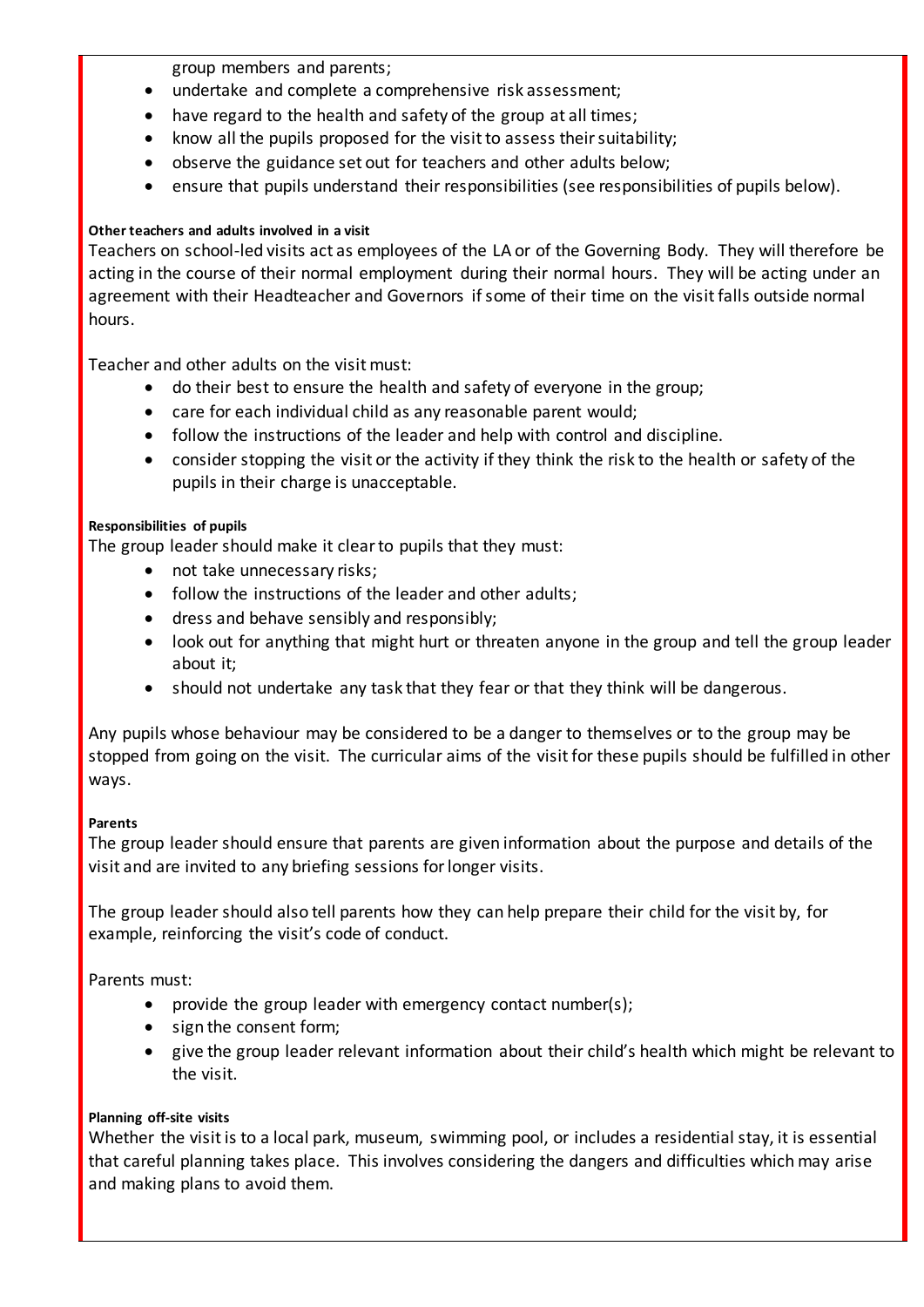group members and parents;

- undertake and complete a comprehensive risk assessment;
- have regard to the health and safety of the group at all times;
- know all the pupils proposed for the visit to assess their suitability;
- observe the guidance set out for teachers and other adults below;
- ensure that pupils understand their responsibilities (see responsibilities of pupils below).

**Other teachers and adults involved in a visit**

Teachers on school-led visits act as employees of the LA or of the Governing Body. They will therefore be acting in the course of their normal employment during their normal hours. They will be acting under an agreement with their Headteacher and Governors if some of their time on the visit falls outside normal hours.

Teacher and other adults on the visit must:

- do their best to ensure the health and safety of everyone in the group;
- care for each individual child as any reasonable parent would;
- follow the instructions of the leader and help with control and discipline.
- consider stopping the visit or the activity if they think the risk to the health or safety of the pupils in their charge is unacceptable.

**Responsibilities of pupils**

The group leader should make it clear to pupils that they must:

- not take unnecessary risks;
- follow the instructions of the leader and other adults;
- dress and behave sensibly and responsibly;
- look out for anything that might hurt or threaten anyone in the group and tell the group leader about it;
- should not undertake any task that they fear or that they think will be dangerous.

Any pupils whose behaviour may be considered to be a danger to themselves or to the group may be stopped from going on the visit. The curricular aims of the visit for these pupils should be fulfilled in other ways.

**Parents**

The group leader should ensure that parents are given information about the purpose and details of the visit and are invited to any briefing sessions for longer visits.

The group leader should also tell parents how they can help prepare their child for the visit by, for example, reinforcing the visit's code of conduct.

Parents must:

- provide the group leader with emergency contact number(s);
- sign the consent form;
- give the group leader relevant information about their child's health which might be relevant to the visit.

**Planning off-site visits**

Whether the visit is to a local park, museum, swimming pool, or includes a residential stay, it is essential that careful planning takes place. This involves considering the dangers and difficulties which may arise and making plans to avoid them.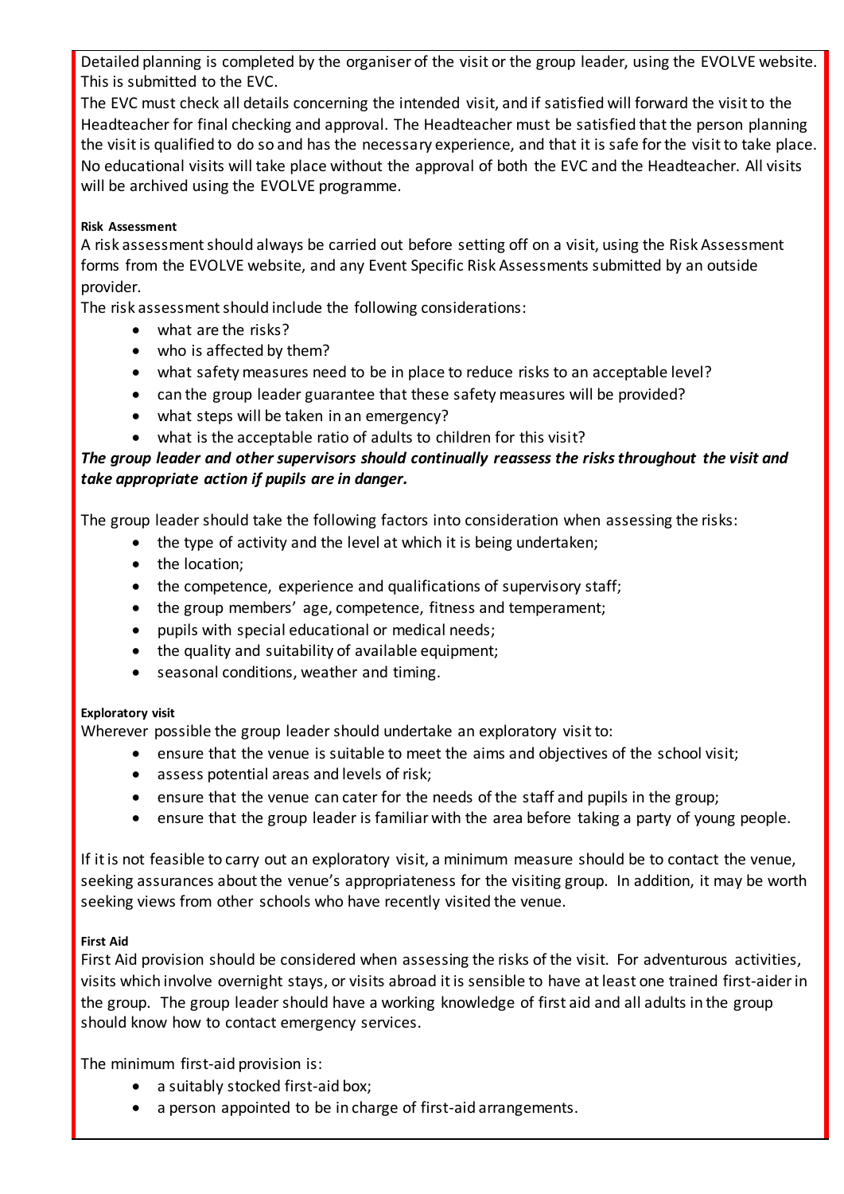Detailed planning is completed by the organiser of the visit or the group leader, using the EVOLVE website. This is submitted to the EVC.

The EVC must check all details concerning the intended visit, and if satisfied will forward the visit to the Headteacher for final checking and approval. The Headteacher must be satisfied that the person planning the visit is qualified to do so and has the necessary experience, and that it is safe for the visit to take place. No educational visits will take place without the approval of both the EVC and the Headteacher. All visits will be archived using the EVOLVE programme.

**Risk Assessment**

A risk assessment should always be carried out before setting off on a visit, using the Risk Assessment forms from the EVOLVE website, and any Event Specific Risk Assessments submitted by an outside provider.

The risk assessment should include the following considerations:

- what are the risks?
- who is affected by them?
- what safety measures need to be in place to reduce risks to an acceptable level?
- can the group leader guarantee that these safety measures will be provided?
- what steps will be taken in an emergency?
- what is the acceptable ratio of adults to children for this visit?

***The group leader and other supervisors should continually reassess the risks throughout the visit and take appropriate action if pupils are in danger.***

The group leader should take the following factors into consideration when assessing the risks:

- the type of activity and the level at which it is being undertaken;
- the location;
- the competence, experience and qualifications of supervisory staff;
- the group members' age, competence, fitness and temperament;
- pupils with special educational or medical needs;
- the quality and suitability of available equipment;
- seasonal conditions, weather and timing.

**Exploratory visit**

Wherever possible the group leader should undertake an exploratory visit to:

- ensure that the venue is suitable to meet the aims and objectives of the school visit;
- assess potential areas and levels of risk;
- ensure that the venue can cater for the needs of the staff and pupils in the group;
- ensure that the group leader is familiar with the area before taking a party of young people.

If it is not feasible to carry out an exploratory visit, a minimum measure should be to contact the venue, seeking assurances about the venue's appropriateness for the visiting group. In addition, it may be worth seeking views from other schools who have recently visited the venue.

**First Aid**

First Aid provision should be considered when assessing the risks of the visit. For adventurous activities, visits which involve overnight stays, or visits abroad it is sensible to have at least one trained first-aider in the group. The group leader should have a working knowledge of first aid and all adults in the group should know how to contact emergency services.

The minimum first-aid provision is:

- a suitably stocked first-aid box;
- a person appointed to be in charge of first-aid arrangements.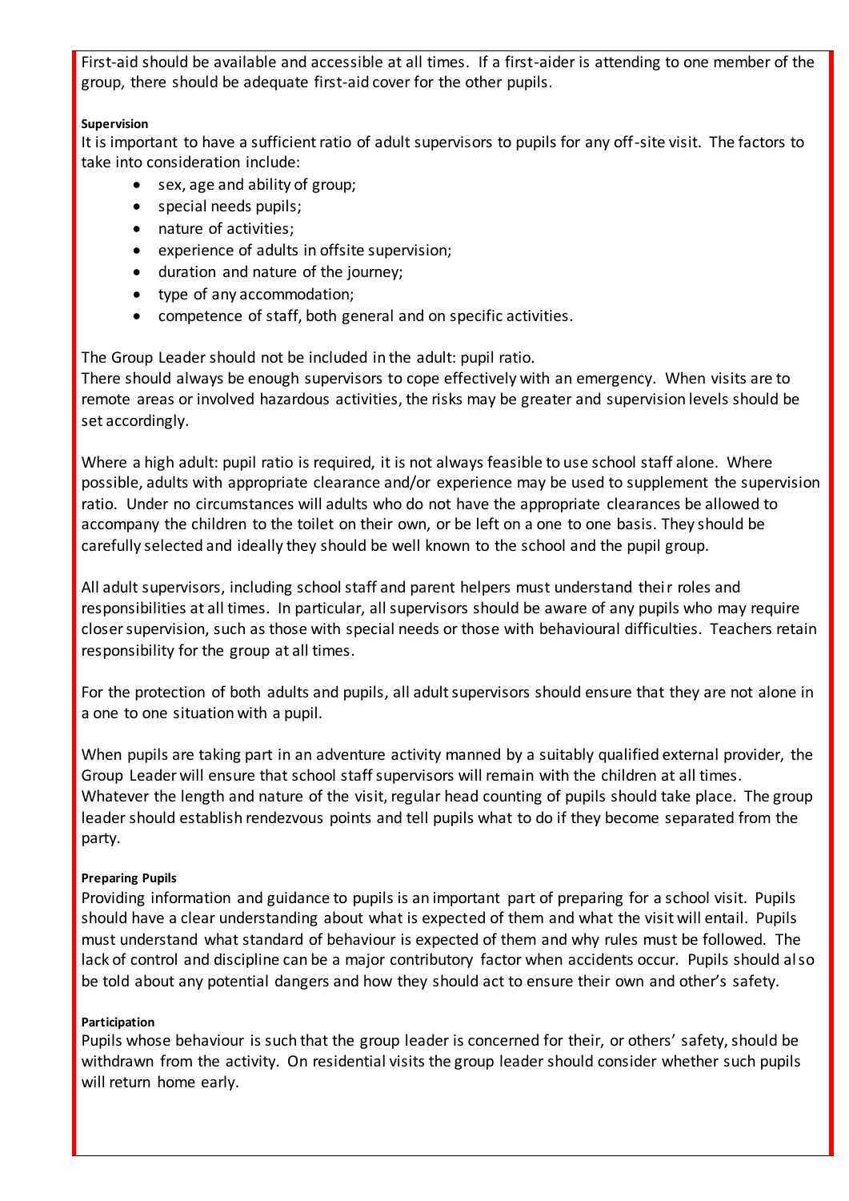First-aid should be available and accessible at all times. If a first-aider is attending to one member of the group, there should be adequate first-aid cover for the other pupils.

**Supervision**

It is important to have a sufficient ratio of adult supervisors to pupils for any off-site visit. The factors to take into consideration include:

- sex, age and ability of group;
- special needs pupils;
- nature of activities;
- experience of adults in offsite supervision;
- duration and nature of the journey;
- type of any accommodation;
- competence of staff, both general and on specific activities.

The Group Leader should not be included in the adult: pupil ratio.
There should always be enough supervisors to cope effectively with an emergency. When visits are to remote areas or involved hazardous activities, the risks may be greater and supervision levels should be set accordingly.

Where a high adult: pupil ratio is required, it is not always feasible to use school staff alone. Where possible, adults with appropriate clearance and/or experience may be used to supplement the supervision ratio. Under no circumstances will adults who do not have the appropriate clearances be allowed to accompany the children to the toilet on their own, or be left on a one to one basis. They should be carefully selected and ideally they should be well known to the school and the pupil group.

All adult supervisors, including school staff and parent helpers must understand their roles and responsibilities at all times. In particular, all supervisors should be aware of any pupils who may require closer supervision, such as those with special needs or those with behavioural difficulties. Teachers retain responsibility for the group at all times.

For the protection of both adults and pupils, all adult supervisors should ensure that they are not alone in a one to one situation with a pupil.

When pupils are taking part in an adventure activity manned by a suitably qualified external provider, the Group Leader will ensure that school staff supervisors will remain with the children at all times.
Whatever the length and nature of the visit, regular head counting of pupils should take place. The group leader should establish rendezvous points and tell pupils what to do if they become separated from the party.

**Preparing Pupils**

Providing information and guidance to pupils is an important part of preparing for a school visit. Pupils should have a clear understanding about what is expected of them and what the visit will entail. Pupils must understand what standard of behaviour is expected of them and why rules must be followed. The lack of control and discipline can be a major contributory factor when accidents occur. Pupils should also be told about any potential dangers and how they should act to ensure their own and other's safety.

**Participation**

Pupils whose behaviour is such that the group leader is concerned for their, or others' safety, should be withdrawn from the activity. On residential visits the group leader should consider whether such pupils will return home early.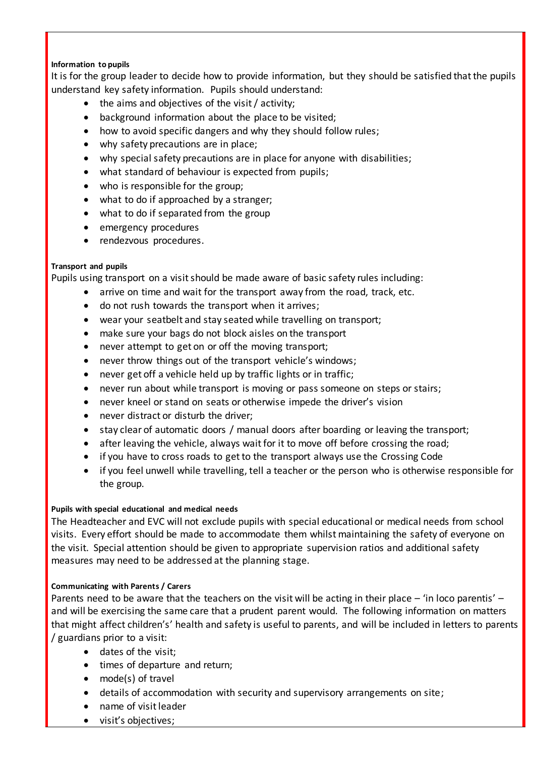**Information to pupils**

It is for the group leader to decide how to provide information, but they should be satisfied that the pupils understand key safety information. Pupils should understand:

- the aims and objectives of the visit / activity;
- background information about the place to be visited;
- how to avoid specific dangers and why they should follow rules;
- why safety precautions are in place;
- why special safety precautions are in place for anyone with disabilities;
- what standard of behaviour is expected from pupils;
- who is responsible for the group;
- what to do if approached by a stranger;
- what to do if separated from the group
- emergency procedures
- rendezvous procedures.

**Transport and pupils**

Pupils using transport on a visit should be made aware of basic safety rules including:

- arrive on time and wait for the transport away from the road, track, etc.
- do not rush towards the transport when it arrives;
- wear your seatbelt and stay seated while travelling on transport;
- make sure your bags do not block aisles on the transport
- never attempt to get on or off the moving transport;
- never throw things out of the transport vehicle's windows;
- never get off a vehicle held up by traffic lights or in traffic;
- never run about while transport is moving or pass someone on steps or stairs;
- never kneel or stand on seats or otherwise impede the driver's vision
- never distract or disturb the driver;
- stay clear of automatic doors / manual doors after boarding or leaving the transport;
- after leaving the vehicle, always wait for it to move off before crossing the road;
- if you have to cross roads to get to the transport always use the Crossing Code
- if you feel unwell while travelling, tell a teacher or the person who is otherwise responsible for the group.

**Pupils with special educational and medical needs**

The Headteacher and EVC will not exclude pupils with special educational or medical needs from school visits. Every effort should be made to accommodate them whilst maintaining the safety of everyone on the visit. Special attention should be given to appropriate supervision ratios and additional safety measures may need to be addressed at the planning stage.

**Communicating with Parents / Carers**

Parents need to be aware that the teachers on the visit will be acting in their place – 'in loco parentis' – and will be exercising the same care that a prudent parent would. The following information on matters that might affect children's health and safety is useful to parents, and will be included in letters to parents / guardians prior to a visit:

- dates of the visit;
- times of departure and return;
- mode(s) of travel
- details of accommodation with security and supervisory arrangements on site;
- name of visit leader
- visit's objectives;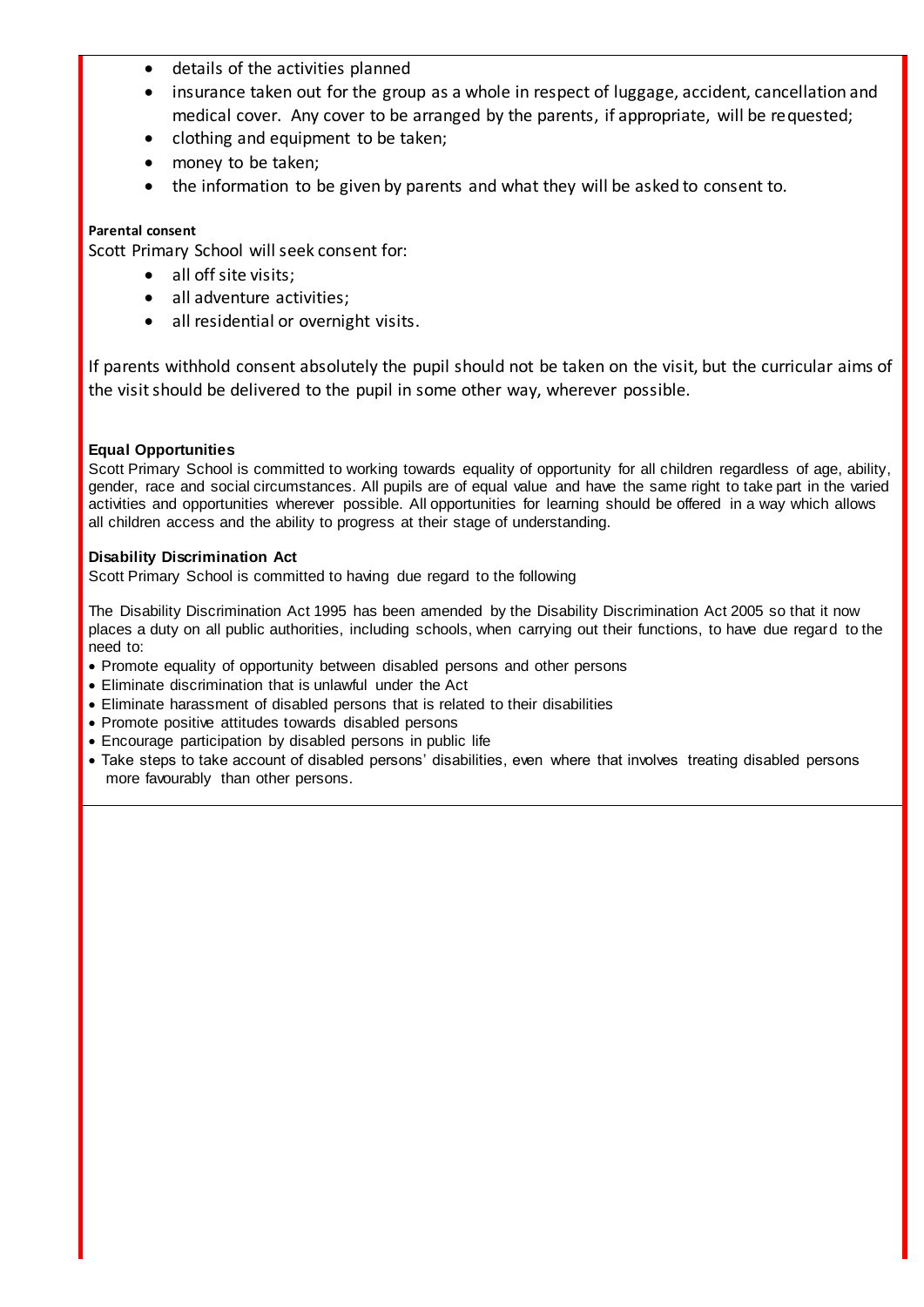- details of the activities planned
- insurance taken out for the group as a whole in respect of luggage, accident, cancellation and medical cover. Any cover to be arranged by the parents, if appropriate, will be requested;
- clothing and equipment to be taken;
- money to be taken;
- the information to be given by parents and what they will be asked to consent to.

**Parental consent**

Scott Primary School will seek consent for:

- all off site visits;
- all adventure activities;
- all residential or overnight visits.

If parents withhold consent absolutely the pupil should not be taken on the visit, but the curricular aims of the visit should be delivered to the pupil in some other way, wherever possible.

**Equal Opportunities**

Scott Primary School is committed to working towards equality of opportunity for all children regardless of age, ability, gender, race and social circumstances. All pupils are of equal value and have the same right to take part in the varied activities and opportunities wherever possible. All opportunities for learning should be offered in a way which allows all children access and the ability to progress at their stage of understanding.

**Disability Discrimination Act**

Scott Primary School is committed to having due regard to the following

The Disability Discrimination Act 1995 has been amended by the Disability Discrimination Act 2005 so that it now places a duty on all public authorities, including schools, when carrying out their functions, to have due regard to the need to:

- Promote equality of opportunity between disabled persons and other persons
- Eliminate discrimination that is unlawful under the Act
- Eliminate harassment of disabled persons that is related to their disabilities
- Promote positive attitudes towards disabled persons
- Encourage participation by disabled persons in public life
- Take steps to take account of disabled persons' disabilities, even where that involves treating disabled persons more favourably than other persons.